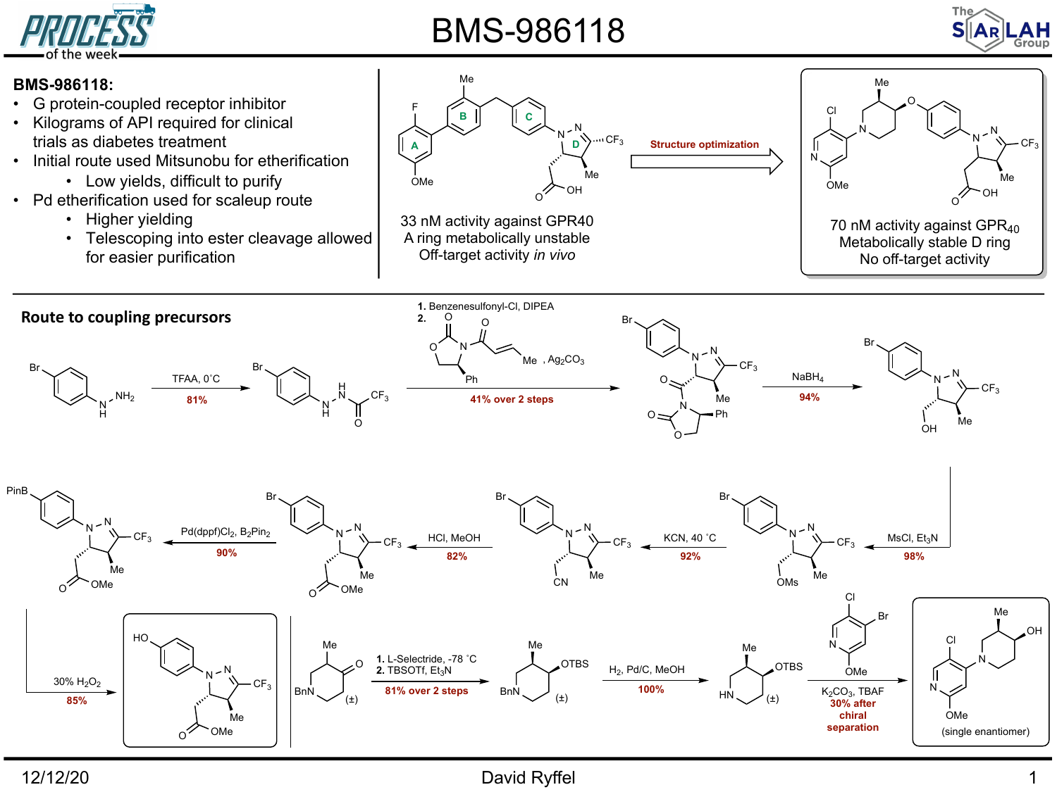# BMS-986118

**BMS-986118:**

- G protein-coupled receptor inhibitor
- Kilograms of API required for clinical trials as diabetes treatment
- Initial route used Mitsunobu for etherification
  - Low yields, difficult to purify
- Pd etherification used for scaleup route
  - Higher yielding
  - Telescoping into ester cleavage allowed for easier purification

A, B, C, D

33 nM activity against GPR40
A ring metabolically unstable
Off-target activity *in vivo*

Structure optimization

70 nM activity against $GPR_{40}$
Metabolically stable D ring
No off-target activity

## Route to coupling precursors

TFAA, 0˚C — 81%

1. Benzenesulfonyl-Cl, DIPEA
2. , $Ag_2CO_3$

41% over 2 steps

$NaBH_4$ — 94%

MsCl, $Et_3N$ — 98%

KCN, 40 ˚C — 92%

HCl, MeOH — 82%

$Pd(dppf)Cl_2$, $B_2Pin_2$ — 90%

30% $H_2O_2$ — 85%

1. L-Selectride, -78 ˚C
2. TBSOTf, $Et_3N$

81% over 2 steps

(±)

$H_2$, Pd/C, MeOH — 100%

$K_2CO_3$, TBAF
30% after chiral separation

(single enantiomer)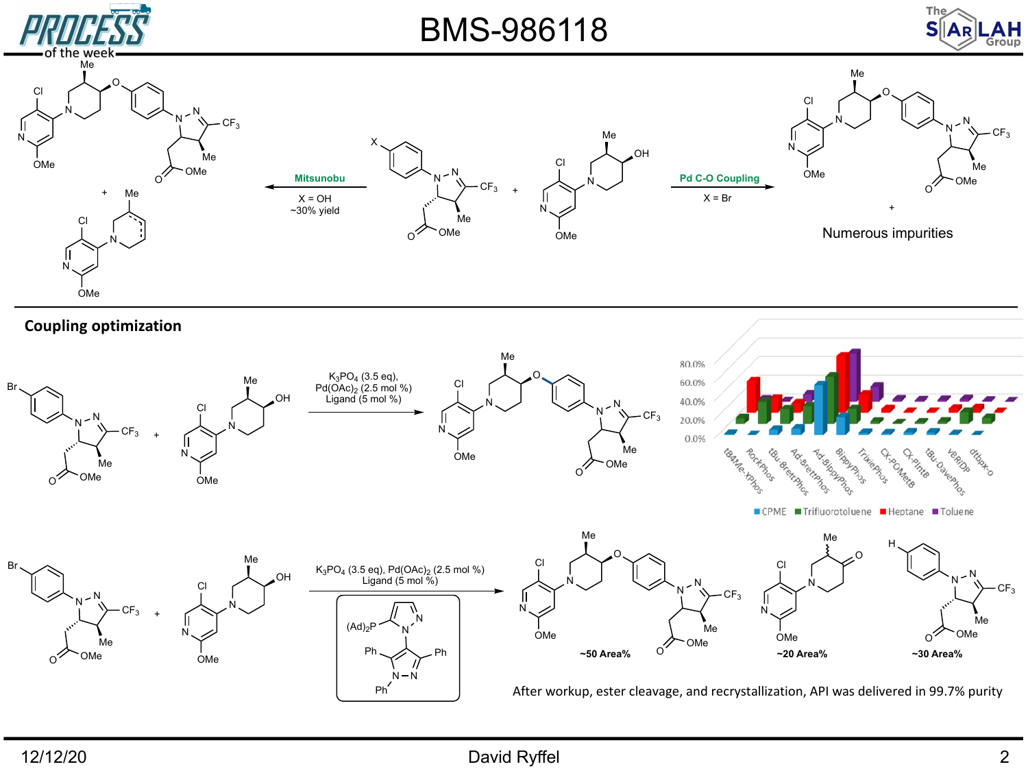# BMS-986118

Mitsunobu

X = OH

~30% yield

Pd C-O Coupling

X = Br

Numerous impurities

## Coupling optimization

$K_3PO_4$ (3.5 eq), $Pd(OAc)_2$ (2.5 mol %), Ligand (5 mol %)

80.0%
60.0%
40.0%
20.0%
0.0%

tBu4Me-XPhos
RockPhos
tBu-BrettPhos
Ad-BrettPhos
Ad-BippyPhos
BippyPhos
TrixiePhos
CX-POMetB
CX-PintB
tBu-DavePhos
vBRIDP
dtbpx-o

CPME, Trifluorotoluene, Heptane, Toluene

$K_3PO_4$ (3.5 eq), $Pd(OAc)_2$ (2.5 mol %)
Ligand (5 mol %)

$(Ad)_2P$

~50 Area%

~20 Area%

~30 Area%

After workup, ester cleavage, and recrystallization, API was delivered in 99.7% purity

12/12/20

David Ryffel